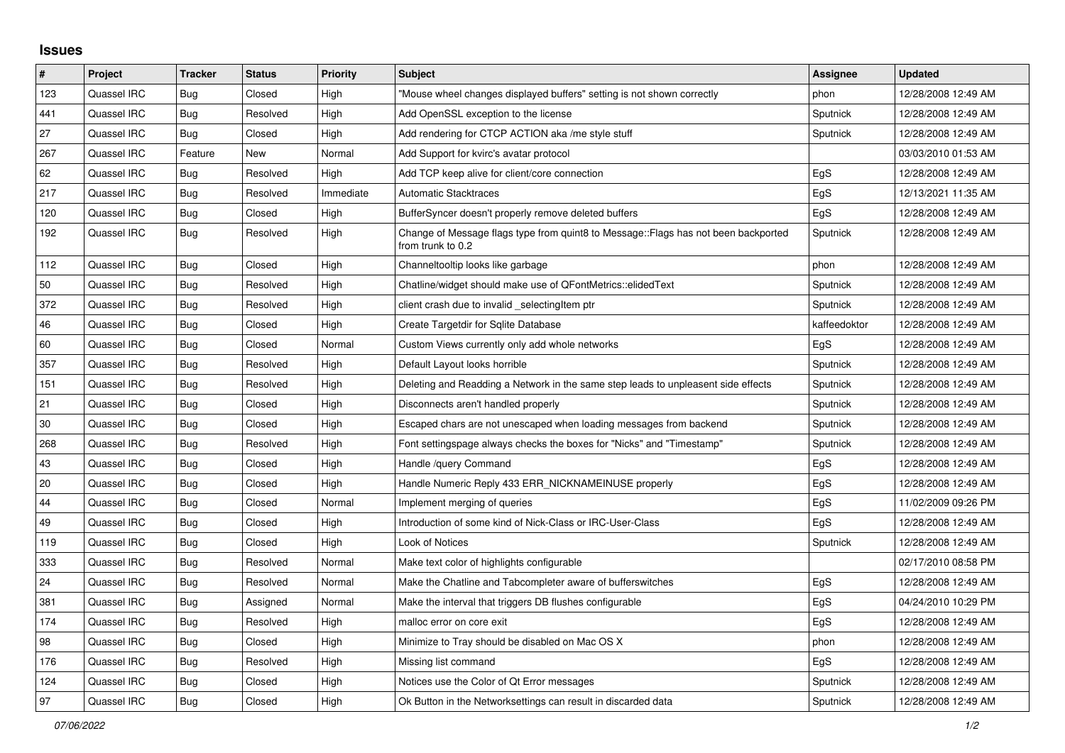## Issues

| # | Project | Tracker | Status | Priority | Subject | Assignee | Updated |
|---|---|---|---|---|---|---|---|
| 123 | Quassel IRC | Bug | Closed | High | "Mouse wheel changes displayed buffers" setting is not shown correctly | phon | 12/28/2008 12:49 AM |
| 441 | Quassel IRC | Bug | Resolved | High | Add OpenSSL exception to the license | Sputnick | 12/28/2008 12:49 AM |
| 27 | Quassel IRC | Bug | Closed | High | Add rendering for CTCP ACTION aka /me style stuff | Sputnick | 12/28/2008 12:49 AM |
| 267 | Quassel IRC | Feature | New | Normal | Add Support for kvirc's avatar protocol | | 03/03/2010 01:53 AM |
| 62 | Quassel IRC | Bug | Resolved | High | Add TCP keep alive for client/core connection | EgS | 12/28/2008 12:49 AM |
| 217 | Quassel IRC | Bug | Resolved | Immediate | Automatic Stacktraces | EgS | 12/13/2021 11:35 AM |
| 120 | Quassel IRC | Bug | Closed | High | BufferSyncer doesn't properly remove deleted buffers | EgS | 12/28/2008 12:49 AM |
| 192 | Quassel IRC | Bug | Resolved | High | Change of Message flags type from quint8 to Message::Flags has not been backported from trunk to 0.2 | Sputnick | 12/28/2008 12:49 AM |
| 112 | Quassel IRC | Bug | Closed | High | Channeltooltip looks like garbage | phon | 12/28/2008 12:49 AM |
| 50 | Quassel IRC | Bug | Resolved | High | Chatline/widget should make use of QFontMetrics::elidedText | Sputnick | 12/28/2008 12:49 AM |
| 372 | Quassel IRC | Bug | Resolved | High | client crash due to invalid _selectingItem ptr | Sputnick | 12/28/2008 12:49 AM |
| 46 | Quassel IRC | Bug | Closed | High | Create Targetdir for Sqlite Database | kaffeedoktor | 12/28/2008 12:49 AM |
| 60 | Quassel IRC | Bug | Closed | Normal | Custom Views currently only add whole networks | EgS | 12/28/2008 12:49 AM |
| 357 | Quassel IRC | Bug | Resolved | High | Default Layout looks horrible | Sputnick | 12/28/2008 12:49 AM |
| 151 | Quassel IRC | Bug | Resolved | High | Deleting and Readding a Network in the same step leads to unpleasent side effects | Sputnick | 12/28/2008 12:49 AM |
| 21 | Quassel IRC | Bug | Closed | High | Disconnects aren't handled properly | Sputnick | 12/28/2008 12:49 AM |
| 30 | Quassel IRC | Bug | Closed | High | Escaped chars are not unescaped when loading messages from backend | Sputnick | 12/28/2008 12:49 AM |
| 268 | Quassel IRC | Bug | Resolved | High | Font settingspage always checks the boxes for "Nicks" and "Timestamp" | Sputnick | 12/28/2008 12:49 AM |
| 43 | Quassel IRC | Bug | Closed | High | Handle /query Command | EgS | 12/28/2008 12:49 AM |
| 20 | Quassel IRC | Bug | Closed | High | Handle Numeric Reply 433 ERR_NICKNAMEINUSE properly | EgS | 12/28/2008 12:49 AM |
| 44 | Quassel IRC | Bug | Closed | Normal | Implement merging of queries | EgS | 11/02/2009 09:26 PM |
| 49 | Quassel IRC | Bug | Closed | High | Introduction of some kind of Nick-Class or IRC-User-Class | EgS | 12/28/2008 12:49 AM |
| 119 | Quassel IRC | Bug | Closed | High | Look of Notices | Sputnick | 12/28/2008 12:49 AM |
| 333 | Quassel IRC | Bug | Resolved | Normal | Make text color of highlights configurable | | 02/17/2010 08:58 PM |
| 24 | Quassel IRC | Bug | Resolved | Normal | Make the Chatline and Tabcompleter aware of bufferswitches | EgS | 12/28/2008 12:49 AM |
| 381 | Quassel IRC | Bug | Assigned | Normal | Make the interval that triggers DB flushes configurable | EgS | 04/24/2010 10:29 PM |
| 174 | Quassel IRC | Bug | Resolved | High | malloc error on core exit | EgS | 12/28/2008 12:49 AM |
| 98 | Quassel IRC | Bug | Closed | High | Minimize to Tray should be disabled on Mac OS X | phon | 12/28/2008 12:49 AM |
| 176 | Quassel IRC | Bug | Resolved | High | Missing list command | EgS | 12/28/2008 12:49 AM |
| 124 | Quassel IRC | Bug | Closed | High | Notices use the Color of Qt Error messages | Sputnick | 12/28/2008 12:49 AM |
| 97 | Quassel IRC | Bug | Closed | High | Ok Button in the Networksettings can result in discarded data | Sputnick | 12/28/2008 12:49 AM |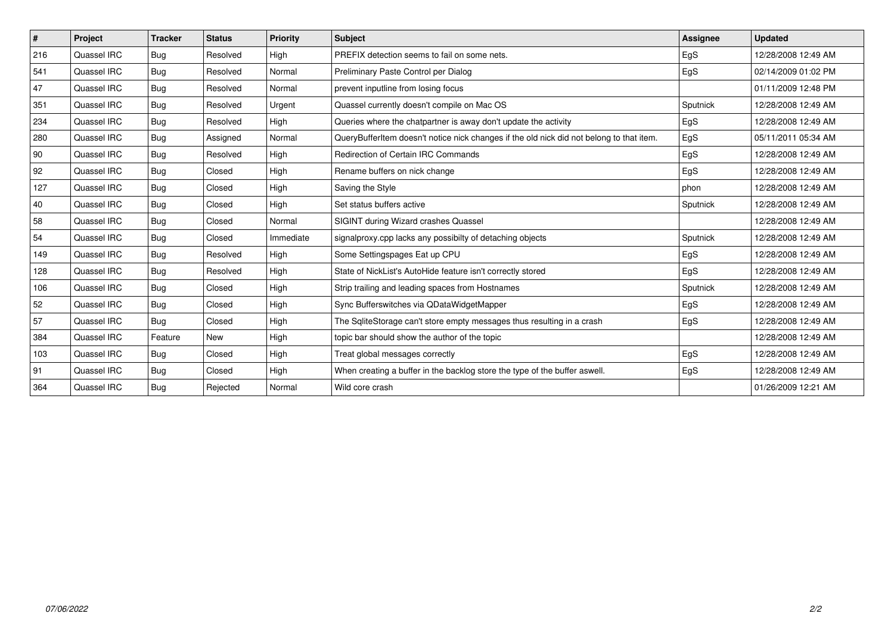| # | Project | Tracker | Status | Priority | Subject | Assignee | Updated |
|---|---|---|---|---|---|---|---|
| 216 | Quassel IRC | Bug | Resolved | High | PREFIX detection seems to fail on some nets. | EgS | 12/28/2008 12:49 AM |
| 541 | Quassel IRC | Bug | Resolved | Normal | Preliminary Paste Control per Dialog | EgS | 02/14/2009 01:02 PM |
| 47 | Quassel IRC | Bug | Resolved | Normal | prevent inputline from losing focus | | 01/11/2009 12:48 PM |
| 351 | Quassel IRC | Bug | Resolved | Urgent | Quassel currently doesn't compile on Mac OS | Sputnick | 12/28/2008 12:49 AM |
| 234 | Quassel IRC | Bug | Resolved | High | Queries where the chatpartner is away don't update the activity | EgS | 12/28/2008 12:49 AM |
| 280 | Quassel IRC | Bug | Assigned | Normal | QueryBufferItem doesn't notice nick changes if the old nick did not belong to that item. | EgS | 05/11/2011 05:34 AM |
| 90 | Quassel IRC | Bug | Resolved | High | Redirection of Certain IRC Commands | EgS | 12/28/2008 12:49 AM |
| 92 | Quassel IRC | Bug | Closed | High | Rename buffers on nick change | EgS | 12/28/2008 12:49 AM |
| 127 | Quassel IRC | Bug | Closed | High | Saving the Style | phon | 12/28/2008 12:49 AM |
| 40 | Quassel IRC | Bug | Closed | High | Set status buffers active | Sputnick | 12/28/2008 12:49 AM |
| 58 | Quassel IRC | Bug | Closed | Normal | SIGINT during Wizard crashes Quassel | | 12/28/2008 12:49 AM |
| 54 | Quassel IRC | Bug | Closed | Immediate | signalproxy.cpp lacks any possibilty of detaching objects | Sputnick | 12/28/2008 12:49 AM |
| 149 | Quassel IRC | Bug | Resolved | High | Some Settingspages Eat up CPU | EgS | 12/28/2008 12:49 AM |
| 128 | Quassel IRC | Bug | Resolved | High | State of NickList's AutoHide feature isn't correctly stored | EgS | 12/28/2008 12:49 AM |
| 106 | Quassel IRC | Bug | Closed | High | Strip trailing and leading spaces from Hostnames | Sputnick | 12/28/2008 12:49 AM |
| 52 | Quassel IRC | Bug | Closed | High | Sync Bufferswitches via QDataWidgetMapper | EgS | 12/28/2008 12:49 AM |
| 57 | Quassel IRC | Bug | Closed | High | The SqliteStorage can't store empty messages thus resulting in a crash | EgS | 12/28/2008 12:49 AM |
| 384 | Quassel IRC | Feature | New | High | topic bar should show the author of the topic | | 12/28/2008 12:49 AM |
| 103 | Quassel IRC | Bug | Closed | High | Treat global messages correctly | EgS | 12/28/2008 12:49 AM |
| 91 | Quassel IRC | Bug | Closed | High | When creating a buffer in the backlog store the type of the buffer aswell. | EgS | 12/28/2008 12:49 AM |
| 364 | Quassel IRC | Bug | Rejected | Normal | Wild core crash | | 01/26/2009 12:21 AM |